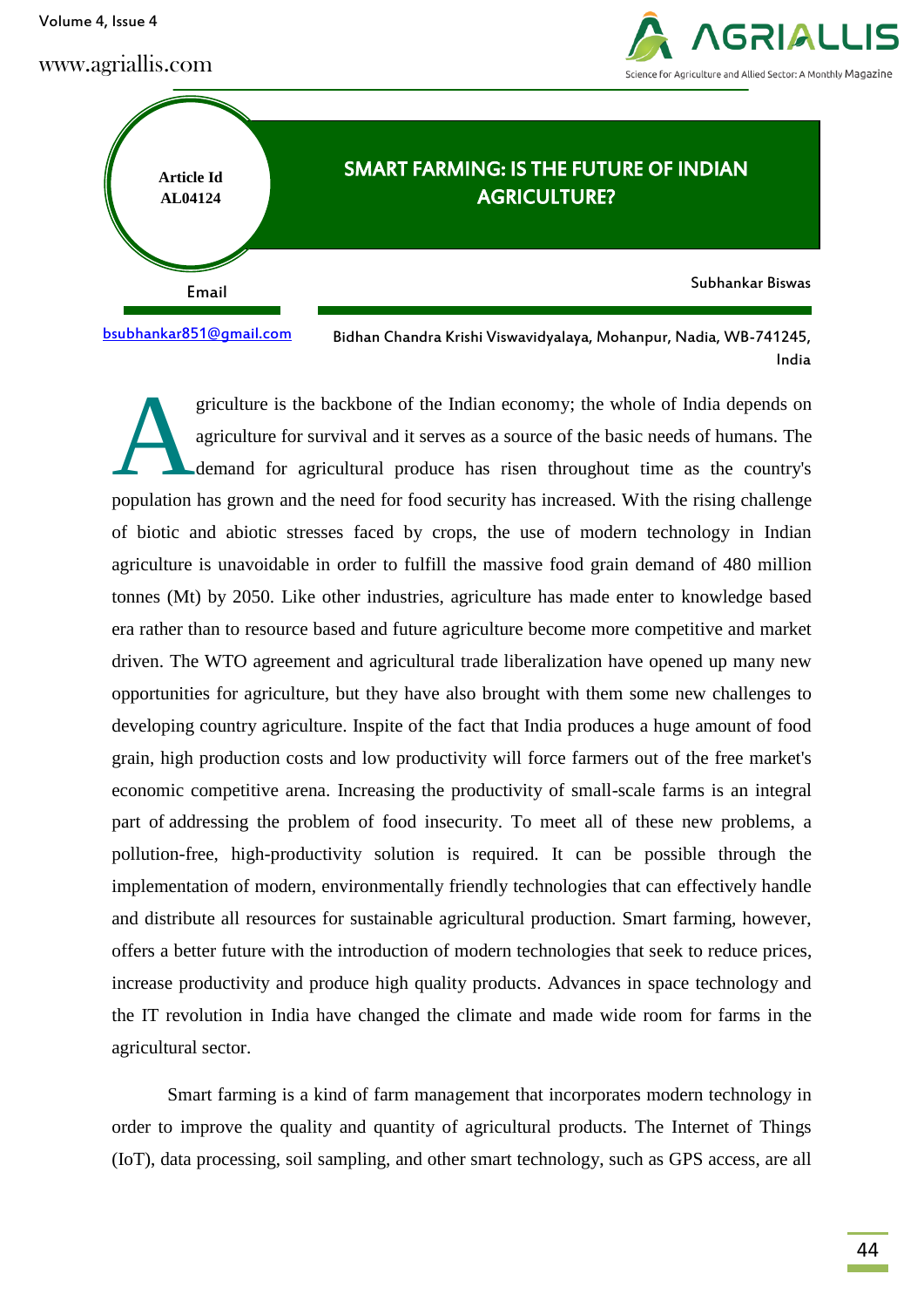Article Id
AL04124

# SMART FARMING: IS THE FUTURE OF INDIAN AGRICULTURE?

Subhankar Biswas

Email

bsubhankar851@gmail.com

Bidhan Chandra Krishi Viswavidyalaya, Mohanpur, Nadia, WB-741245, India

Agriculture is the backbone of the Indian economy; the whole of India depends on agriculture for survival and it serves as a source of the basic needs of humans. The demand for agricultural produce has risen throughout time as the country's population has grown and the need for food security has increased. With the rising challenge of biotic and abiotic stresses faced by crops, the use of modern technology in Indian agriculture is unavoidable in order to fulfill the massive food grain demand of 480 million tonnes (Mt) by 2050. Like other industries, agriculture has made enter to knowledge based era rather than to resource based and future agriculture become more competitive and market driven. The WTO agreement and agricultural trade liberalization have opened up many new opportunities for agriculture, but they have also brought with them some new challenges to developing country agriculture. Inspite of the fact that India produces a huge amount of food grain, high production costs and low productivity will force farmers out of the free market's economic competitive arena. Increasing the productivity of small-scale farms is an integral part of addressing the problem of food insecurity. To meet all of these new problems, a pollution-free, high-productivity solution is required. It can be possible through the implementation of modern, environmentally friendly technologies that can effectively handle and distribute all resources for sustainable agricultural production. Smart farming, however, offers a better future with the introduction of modern technologies that seek to reduce prices, increase productivity and produce high quality products. Advances in space technology and the IT revolution in India have changed the climate and made wide room for farms in the agricultural sector.

Smart farming is a kind of farm management that incorporates modern technology in order to improve the quality and quantity of agricultural products. The Internet of Things (IoT), data processing, soil sampling, and other smart technology, such as GPS access, are all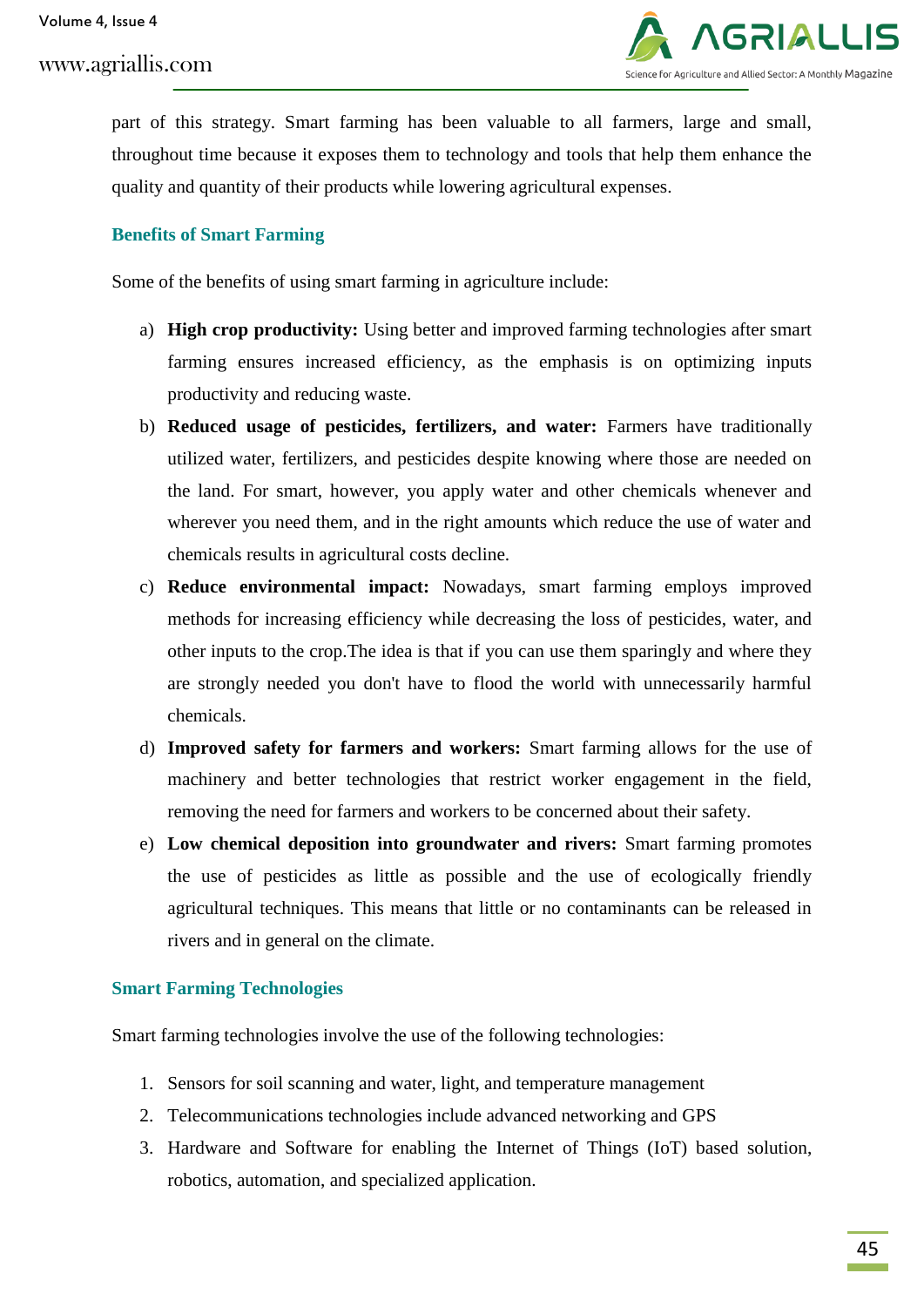part of this strategy. Smart farming has been valuable to all farmers, large and small, throughout time because it exposes them to technology and tools that help them enhance the quality and quantity of their products while lowering agricultural expenses.

## Benefits of Smart Farming

Some of the benefits of using smart farming in agriculture include:

a) **High crop productivity:** Using better and improved farming technologies after smart farming ensures increased efficiency, as the emphasis is on optimizing inputs productivity and reducing waste.

b) **Reduced usage of pesticides, fertilizers, and water:** Farmers have traditionally utilized water, fertilizers, and pesticides despite knowing where those are needed on the land. For smart, however, you apply water and other chemicals whenever and wherever you need them, and in the right amounts which reduce the use of water and chemicals results in agricultural costs decline.

c) **Reduce environmental impact:** Nowadays, smart farming employs improved methods for increasing efficiency while decreasing the loss of pesticides, water, and other inputs to the crop.The idea is that if you can use them sparingly and where they are strongly needed you don't have to flood the world with unnecessarily harmful chemicals.

d) **Improved safety for farmers and workers:** Smart farming allows for the use of machinery and better technologies that restrict worker engagement in the field, removing the need for farmers and workers to be concerned about their safety.

e) **Low chemical deposition into groundwater and rivers:** Smart farming promotes the use of pesticides as little as possible and the use of ecologically friendly agricultural techniques. This means that little or no contaminants can be released in rivers and in general on the climate.

## Smart Farming Technologies

Smart farming technologies involve the use of the following technologies:

1. Sensors for soil scanning and water, light, and temperature management
2. Telecommunications technologies include advanced networking and GPS
3. Hardware and Software for enabling the Internet of Things (IoT) based solution, robotics, automation, and specialized application.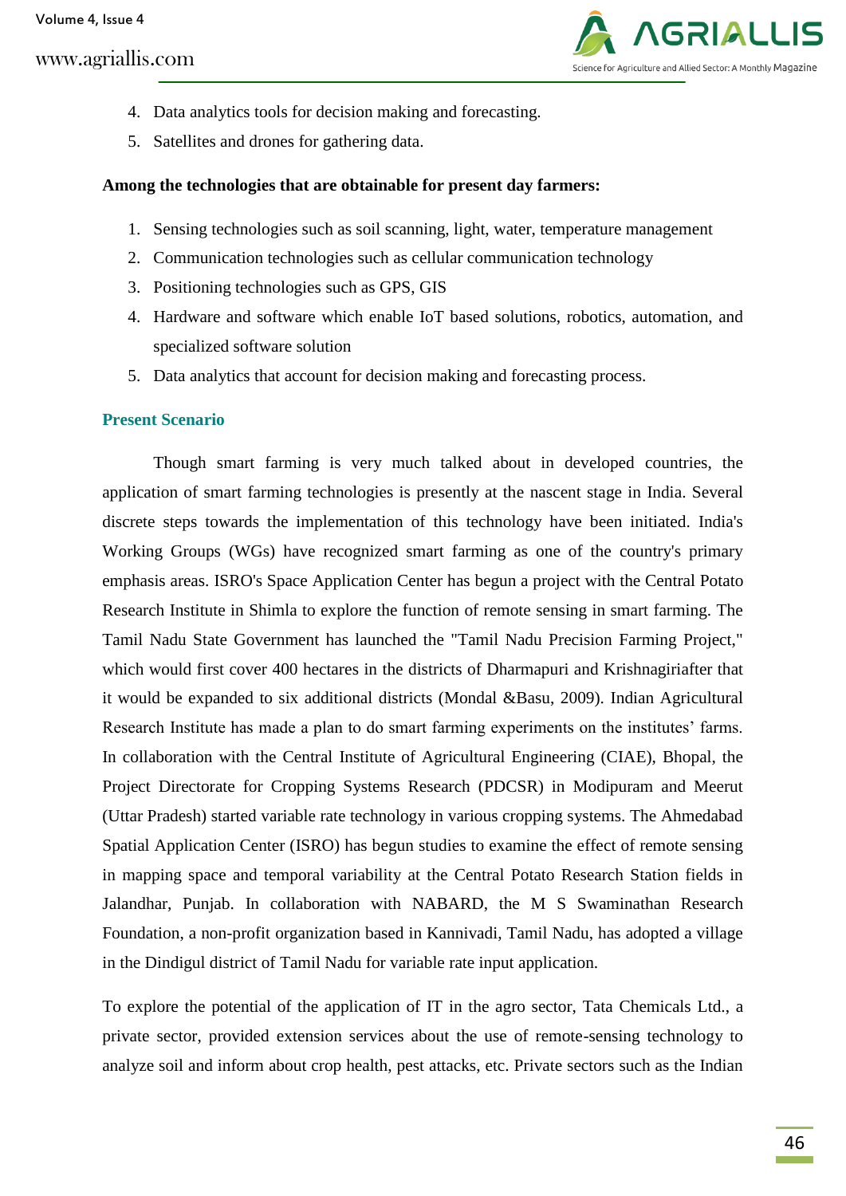4. Data analytics tools for decision making and forecasting.
5. Satellites and drones for gathering data.

**Among the technologies that are obtainable for present day farmers:**

1. Sensing technologies such as soil scanning, light, water, temperature management
2. Communication technologies such as cellular communication technology
3. Positioning technologies such as GPS, GIS
4. Hardware and software which enable IoT based solutions, robotics, automation, and specialized software solution
5. Data analytics that account for decision making and forecasting process.

## Present Scenario

Though smart farming is very much talked about in developed countries, the application of smart farming technologies is presently at the nascent stage in India. Several discrete steps towards the implementation of this technology have been initiated. India's Working Groups (WGs) have recognized smart farming as one of the country's primary emphasis areas. ISRO's Space Application Center has begun a project with the Central Potato Research Institute in Shimla to explore the function of remote sensing in smart farming. The Tamil Nadu State Government has launched the "Tamil Nadu Precision Farming Project," which would first cover 400 hectares in the districts of Dharmapuri and Krishnagiriafter that it would be expanded to six additional districts (Mondal &Basu, 2009). Indian Agricultural Research Institute has made a plan to do smart farming experiments on the institutes' farms. In collaboration with the Central Institute of Agricultural Engineering (CIAE), Bhopal, the Project Directorate for Cropping Systems Research (PDCSR) in Modipuram and Meerut (Uttar Pradesh) started variable rate technology in various cropping systems. The Ahmedabad Spatial Application Center (ISRO) has begun studies to examine the effect of remote sensing in mapping space and temporal variability at the Central Potato Research Station fields in Jalandhar, Punjab. In collaboration with NABARD, the M S Swaminathan Research Foundation, a non-profit organization based in Kannivadi, Tamil Nadu, has adopted a village in the Dindigul district of Tamil Nadu for variable rate input application.

To explore the potential of the application of IT in the agro sector, Tata Chemicals Ltd., a private sector, provided extension services about the use of remote-sensing technology to analyze soil and inform about crop health, pest attacks, etc. Private sectors such as the Indian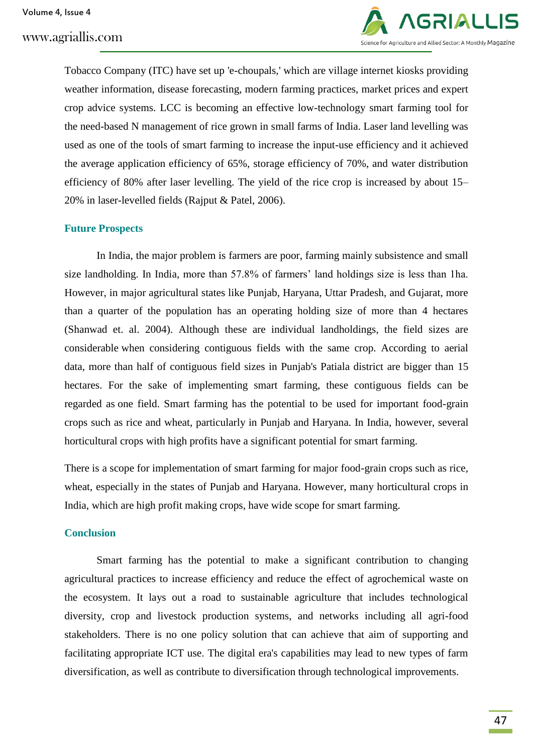Tobacco Company (ITC) have set up 'e-choupals,' which are village internet kiosks providing weather information, disease forecasting, modern farming practices, market prices and expert crop advice systems. LCC is becoming an effective low-technology smart farming tool for the need-based N management of rice grown in small farms of India. Laser land levelling was used as one of the tools of smart farming to increase the input-use efficiency and it achieved the average application efficiency of 65%, storage efficiency of 70%, and water distribution efficiency of 80% after laser levelling. The yield of the rice crop is increased by about 15–20% in laser-levelled fields (Rajput & Patel, 2006).

## Future Prospects

In India, the major problem is farmers are poor, farming mainly subsistence and small size landholding. In India, more than 57.8% of farmers' land holdings size is less than 1ha. However, in major agricultural states like Punjab, Haryana, Uttar Pradesh, and Gujarat, more than a quarter of the population has an operating holding size of more than 4 hectares (Shanwad et. al. 2004). Although these are individual landholdings, the field sizes are considerable when considering contiguous fields with the same crop. According to aerial data, more than half of contiguous field sizes in Punjab's Patiala district are bigger than 15 hectares. For the sake of implementing smart farming, these contiguous fields can be regarded as one field. Smart farming has the potential to be used for important food-grain crops such as rice and wheat, particularly in Punjab and Haryana. In India, however, several horticultural crops with high profits have a significant potential for smart farming.

There is a scope for implementation of smart farming for major food-grain crops such as rice, wheat, especially in the states of Punjab and Haryana. However, many horticultural crops in India, which are high profit making crops, have wide scope for smart farming.

## Conclusion

Smart farming has the potential to make a significant contribution to changing agricultural practices to increase efficiency and reduce the effect of agrochemical waste on the ecosystem. It lays out a road to sustainable agriculture that includes technological diversity, crop and livestock production systems, and networks including all agri-food stakeholders. There is no one policy solution that can achieve that aim of supporting and facilitating appropriate ICT use. The digital era's capabilities may lead to new types of farm diversification, as well as contribute to diversification through technological improvements.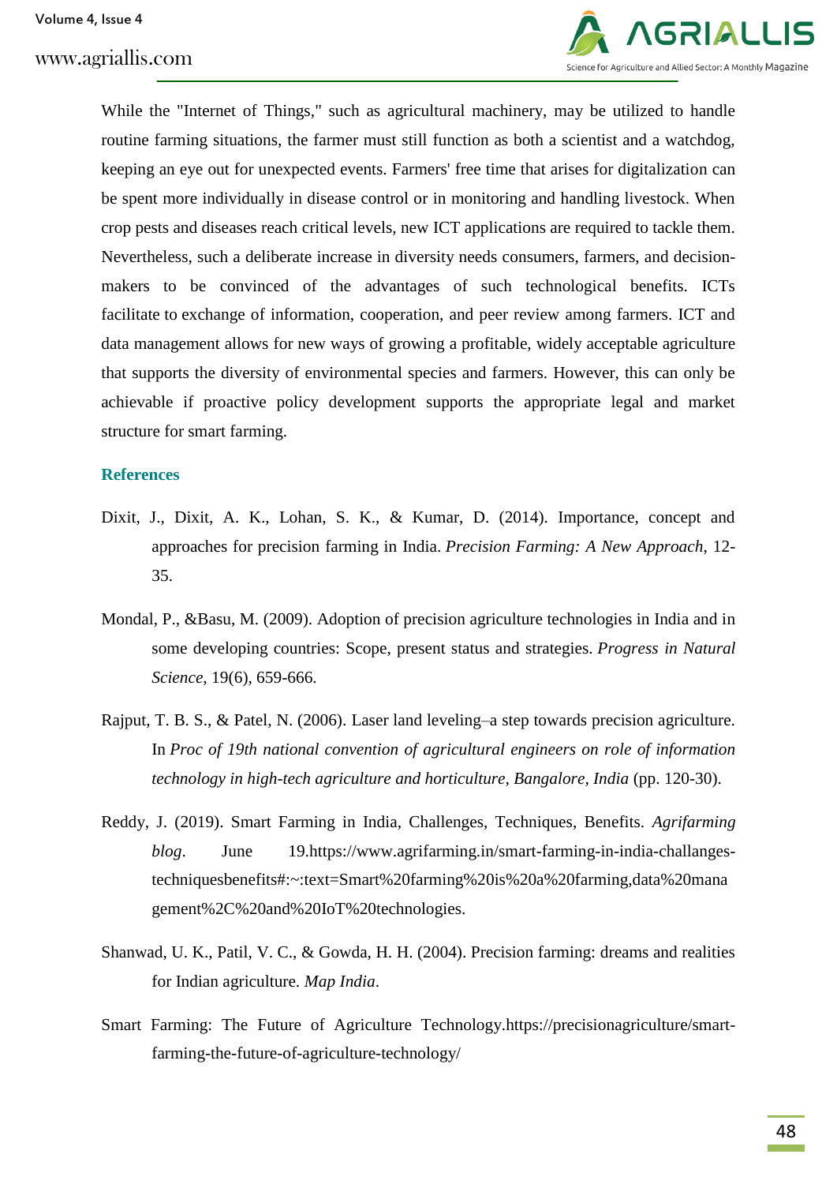While the "Internet of Things," such as agricultural machinery, may be utilized to handle routine farming situations, the farmer must still function as both a scientist and a watchdog, keeping an eye out for unexpected events. Farmers' free time that arises for digitalization can be spent more individually in disease control or in monitoring and handling livestock. When crop pests and diseases reach critical levels, new ICT applications are required to tackle them. Nevertheless, such a deliberate increase in diversity needs consumers, farmers, and decision-makers to be convinced of the advantages of such technological benefits. ICTs facilitate to exchange of information, cooperation, and peer review among farmers. ICT and data management allows for new ways of growing a profitable, widely acceptable agriculture that supports the diversity of environmental species and farmers. However, this can only be achievable if proactive policy development supports the appropriate legal and market structure for smart farming.

## References

Dixit, J., Dixit, A. K., Lohan, S. K., & Kumar, D. (2014). Importance, concept and approaches for precision farming in India. *Precision Farming: A New Approach*, 12-35.

Mondal, P., &Basu, M. (2009). Adoption of precision agriculture technologies in India and in some developing countries: Scope, present status and strategies. *Progress in Natural Science*, 19(6), 659-666.

Rajput, T. B. S., & Patel, N. (2006). Laser land leveling–a step towards precision agriculture. In *Proc of 19th national convention of agricultural engineers on role of information technology in high-tech agriculture and horticulture, Bangalore, India* (pp. 120-30).

Reddy, J. (2019). Smart Farming in India, Challenges, Techniques, Benefits. *Agrifarming blog*. June 19.https://www.agrifarming.in/smart-farming-in-india-challanges-techniquesbenefits#:~:text=Smart%20farming%20is%20a%20farming,data%20management%2C%20and%20IoT%20technologies.

Shanwad, U. K., Patil, V. C., & Gowda, H. H. (2004). Precision farming: dreams and realities for Indian agriculture. *Map India*.

Smart Farming: The Future of Agriculture Technology.https://precisionagriculture/smart-farming-the-future-of-agriculture-technology/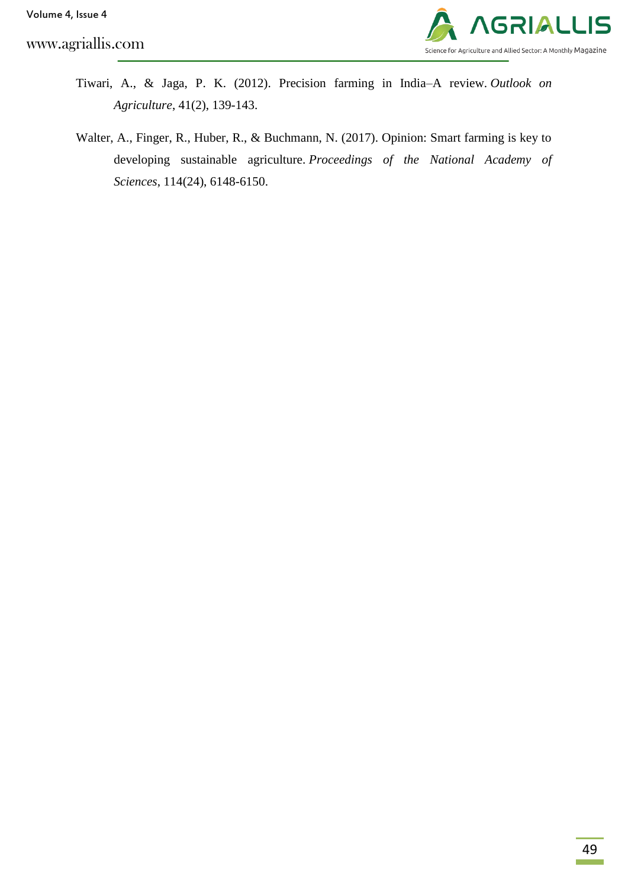Tiwari, A., & Jaga, P. K. (2012). Precision farming in India–A review. *Outlook on Agriculture*, 41(2), 139-143.

Walter, A., Finger, R., Huber, R., & Buchmann, N. (2017). Opinion: Smart farming is key to developing sustainable agriculture. *Proceedings of the National Academy of Sciences*, 114(24), 6148-6150.